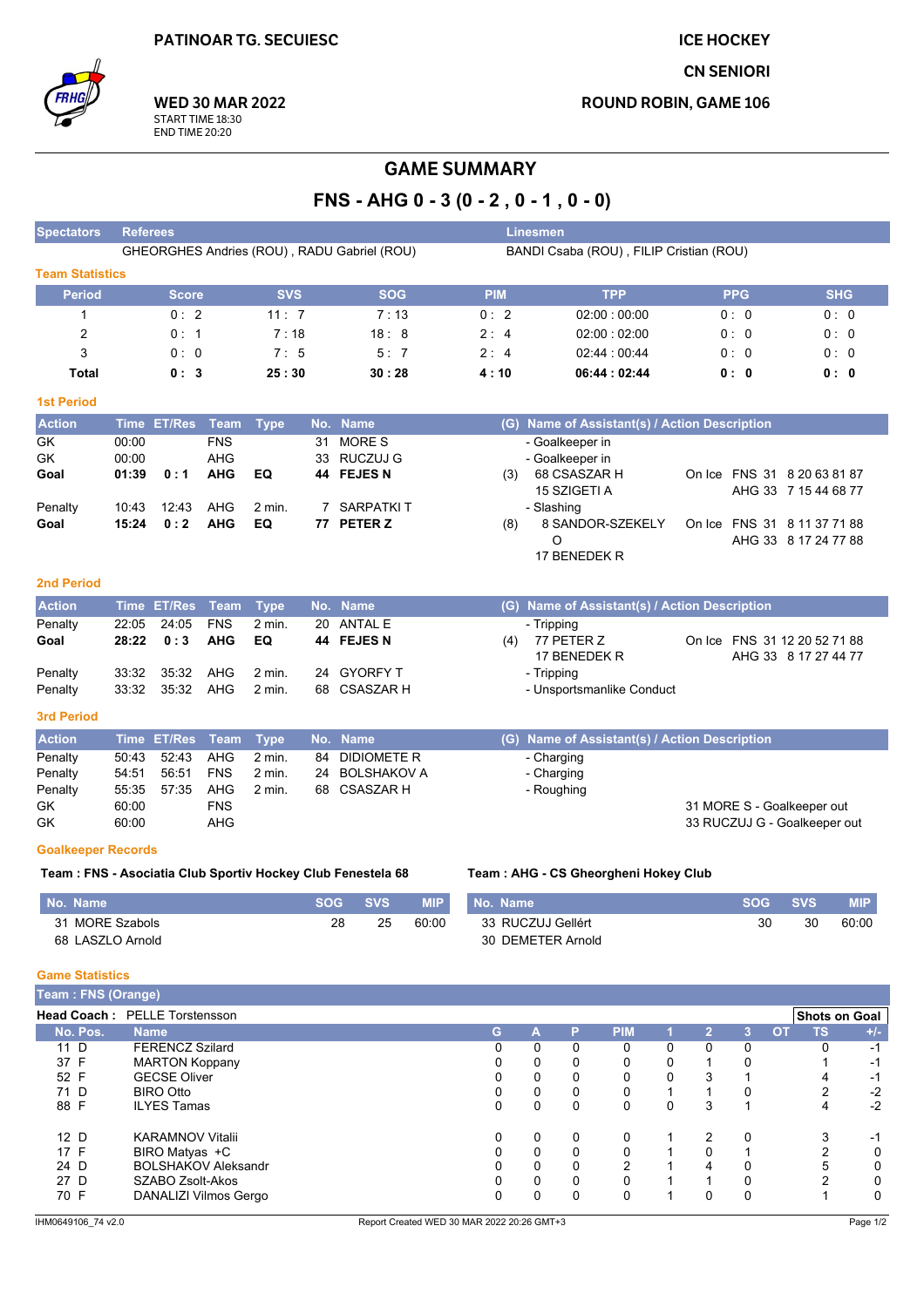PATINOAR TG. SECUIESC

**WED 30 MAR 2022**
START TIME 18:30
END TIME 20:20

ICE HOCKEY
CN SENIORI
ROUND ROBIN, GAME 106

# GAME SUMMARY

## FNS - AHG 0 - 3 (0 - 2 , 0 - 1 , 0 - 0)

| Spectators | Referees | Linesmen |
|---|---|---|
| | GHEORGHES Andries (ROU) , RADU Gabriel (ROU) | BANDI Csaba (ROU) , FILIP Cristian (ROU) |

### Team Statistics

| Period | Score | SVS | SOG | PIM | TPP | PPG | SHG |
|---|---|---|---|---|---|---|---|
| 1 | 0 : 2 | 11 : 7 | 7 : 13 | 0 : 2 | 02:00 : 00:00 | 0 : 0 | 0 : 0 |
| 2 | 0 : 1 | 7 : 18 | 18 : 8 | 2 : 4 | 02:00 : 02:00 | 0 : 0 | 0 : 0 |
| 3 | 0 : 0 | 7 : 5 | 5 : 7 | 2 : 4 | 02:44 : 00:44 | 0 : 0 | 0 : 0 |
| **Total** | **0 : 3** | **25 : 30** | **30 : 28** | **4 : 10** | **06:44 : 02:44** | **0 : 0** | **0 : 0** |

### 1st Period

| Action | Time | ET/Res | Team | Type | No. | Name | (G) | Name of Assistant(s) / Action Description | On Ice |
|---|---|---|---|---|---|---|---|---|---|
| GK | 00:00 | | FNS | | 31 | MORE S | | - Goalkeeper in | |
| GK | 00:00 | | AHG | | 33 | RUCZUJ G | | - Goalkeeper in | |
| **Goal** | **01:39** | **0 : 1** | **AHG** | **EQ** | **44** | **FEJES N** | (3) | 68 CSASZAR H<br>15 SZIGETI A | FNS 31 8 20 63 81 87<br>AHG 33 7 15 44 68 77 |
| Penalty | 10:43 | 12:43 | AHG | 2 min. | 7 | SARPATKI T | | - Slashing | |
| **Goal** | **15:24** | **0 : 2** | **AHG** | **EQ** | **77** | **PETER Z** | (8) | 8 SANDOR-SZEKELY O<br>17 BENEDEK R | FNS 31 8 11 37 71 88<br>AHG 33 8 17 24 77 88 |

### 2nd Period

| Action | Time | ET/Res | Team | Type | No. | Name | (G) | Name of Assistant(s) / Action Description | On Ice |
|---|---|---|---|---|---|---|---|---|---|
| Penalty | 22:05 | 24:05 | FNS | 2 min. | 20 | ANTAL E | | - Tripping | |
| **Goal** | **28:22** | **0 : 3** | **AHG** | **EQ** | **44** | **FEJES N** | (4) | 77 PETER Z<br>17 BENEDEK R | FNS 31 12 20 52 71 88<br>AHG 33 8 17 27 44 77 |
| Penalty | 33:32 | 35:32 | AHG | 2 min. | 24 | GYORFY T | | - Tripping | |
| Penalty | 33:32 | 35:32 | AHG | 2 min. | 68 | CSASZAR H | | - Unsportsmanlike Conduct | |

### 3rd Period

| Action | Time | ET/Res | Team | Type | No. | Name | (G) | Name of Assistant(s) / Action Description | |
|---|---|---|---|---|---|---|---|---|---|
| Penalty | 50:43 | 52:43 | AHG | 2 min. | 84 | DIDIOMETE R | | - Charging | |
| Penalty | 54:51 | 56:51 | FNS | 2 min. | 24 | BOLSHAKOV A | | - Charging | |
| Penalty | 55:35 | 57:35 | AHG | 2 min. | 68 | CSASZAR H | | - Roughing | |
| GK | 60:00 | | FNS | | | | | | 31 MORE S - Goalkeeper out |
| GK | 60:00 | | AHG | | | | | | 33 RUCZUJ G - Goalkeeper out |

### Goalkeeper Records

**Team : FNS - Asociatia Club Sportiv Hockey Club Fenestela 68**

| No. Name | SOG | SVS | MIP |
|---|---|---|---|
| 31 MORE Szabols | 28 | 25 | 60:00 |
| 68 LASZLO Arnold | | | |

**Team : AHG - CS Gheorgheni Hokey Club**

| No. Name | SOG | SVS | MIP |
|---|---|---|---|
| 33 RUCZUJ Gellért | 30 | 30 | 60:00 |
| 30 DEMETER Arnold | | | |

### Game Statistics

**Team : FNS (Orange)**

**Head Coach :** PELLE Torstensson

| No. | Pos. | Name | G | A | P | PIM | 1 | 2 | 3 | OT | TS | +/- |
|---|---|---|---|---|---|---|---|---|---|---|---|---|
| 11 | D | FERENCZ Szilard | 0 | 0 | 0 | 0 | 0 | 0 | 0 | | 0 | -1 |
| 37 | F | MARTON Koppany | 0 | 0 | 0 | 0 | 0 | 1 | 0 | | 1 | -1 |
| 52 | F | GECSE Oliver | 0 | 0 | 0 | 0 | 0 | 3 | 1 | | 4 | -1 |
| 71 | D | BIRO Otto | 0 | 0 | 0 | 0 | 1 | 1 | 0 | | 2 | -2 |
| 88 | F | ILYES Tamas | 0 | 0 | 0 | 0 | 0 | 3 | 1 | | 4 | -2 |
| 12 | D | KARAMNOV Vitalii | 0 | 0 | 0 | 0 | 1 | 2 | 0 | | 3 | -1 |
| 17 | F | BIRO Matyas +C | 0 | 0 | 0 | 0 | 1 | 0 | 1 | | 2 | 0 |
| 24 | D | BOLSHAKOV Aleksandr | 0 | 0 | 0 | 2 | 1 | 4 | 0 | | 5 | 0 |
| 27 | D | SZABO Zsolt-Akos | 0 | 0 | 0 | 0 | 1 | 1 | 0 | | 2 | 0 |
| 70 | F | DANALIZI Vilmos Gergo | 0 | 0 | 0 | 0 | 1 | 0 | 0 | | 1 | 0 |

IHM0649106_74 v2.0 | Report Created WED 30 MAR 2022 20:26 GMT+3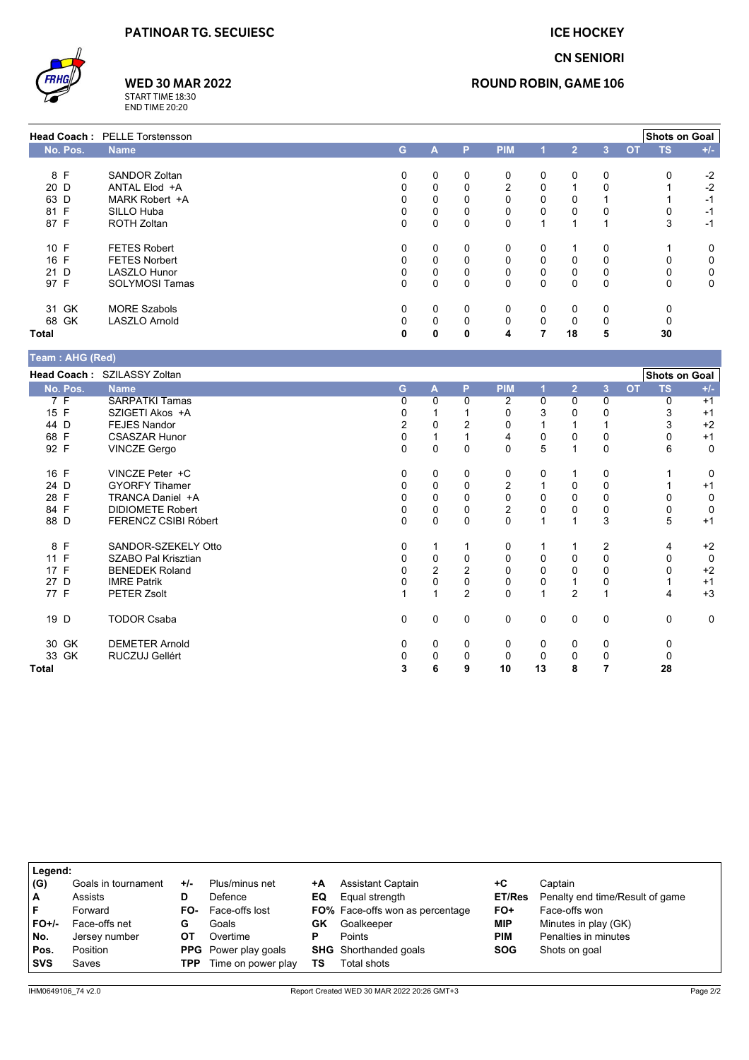PATINOAR TG. SECUIESC

ICE HOCKEY

CN SENIORI

WED 30 MAR 2022

START TIME 18:30
END TIME 20:20

ROUND ROBIN, GAME 106

**Head Coach :** PELLE Torstensson

| No. | Pos. | Name | G | A | P | PIM | 1 | 2 | 3 | OT | TS | +/- |
|---|---|---|---|---|---|---|---|---|---|---|---|---|
| 8 | F | SANDOR Zoltan | 0 | 0 | 0 | 0 | 0 | 0 | 0 | | 0 | -2 |
| 20 | D | ANTAL Elod +A | 0 | 0 | 0 | 2 | 0 | 1 | 0 | | 1 | -2 |
| 63 | D | MARK Robert +A | 0 | 0 | 0 | 0 | 0 | 0 | 1 | | 1 | -1 |
| 81 | F | SILLO Huba | 0 | 0 | 0 | 0 | 0 | 0 | 0 | | 0 | -1 |
| 87 | F | ROTH Zoltan | 0 | 0 | 0 | 0 | 1 | 1 | 1 | | 3 | -1 |
| 10 | F | FETES Robert | 0 | 0 | 0 | 0 | 0 | 1 | 0 | | 1 | 0 |
| 16 | F | FETES Norbert | 0 | 0 | 0 | 0 | 0 | 0 | 0 | | 0 | 0 |
| 21 | D | LASZLO Hunor | 0 | 0 | 0 | 0 | 0 | 0 | 0 | | 0 | 0 |
| 97 | F | SOLYMOSI Tamas | 0 | 0 | 0 | 0 | 0 | 0 | 0 | | 0 | 0 |
| 31 | GK | MORE Szabols | 0 | 0 | 0 | 0 | 0 | 0 | 0 | | 0 | |
| 68 | GK | LASZLO Arnold | 0 | 0 | 0 | 0 | 0 | 0 | 0 | | 0 | |
| **Total** | | | **0** | **0** | **0** | **4** | **7** | **18** | **5** | | **30** | |

**Team : AHG (Red)**

**Head Coach :** SZILASSY Zoltan

| No. | Pos. | Name | G | A | P | PIM | 1 | 2 | 3 | OT | TS | +/- |
|---|---|---|---|---|---|---|---|---|---|---|---|---|
| 7 | F | SARPATKI Tamas | 0 | 0 | 0 | 2 | 0 | 0 | 0 | | 0 | +1 |
| 15 | F | SZIGETI Akos +A | 0 | 1 | 1 | 0 | 3 | 0 | 0 | | 3 | +1 |
| 44 | D | FEJES Nandor | 2 | 0 | 2 | 0 | 1 | 1 | 1 | | 3 | +2 |
| 68 | F | CSASZAR Hunor | 0 | 1 | 1 | 4 | 0 | 0 | 0 | | 0 | +1 |
| 92 | F | VINCZE Gergo | 0 | 0 | 0 | 0 | 5 | 1 | 0 | | 6 | 0 |
| 16 | F | VINCZE Peter +C | 0 | 0 | 0 | 0 | 0 | 1 | 0 | | 1 | 0 |
| 24 | D | GYORFY Tihamer | 0 | 0 | 0 | 2 | 1 | 0 | 0 | | 1 | +1 |
| 28 | F | TRANCA Daniel +A | 0 | 0 | 0 | 0 | 0 | 0 | 0 | | 0 | 0 |
| 84 | F | DIDIOMETE Robert | 0 | 0 | 0 | 2 | 0 | 0 | 0 | | 0 | 0 |
| 88 | D | FERENCZ CSIBI Róbert | 0 | 0 | 0 | 0 | 1 | 1 | 3 | | 5 | +1 |
| 8 | F | SANDOR-SZEKELY Otto | 0 | 1 | 1 | 0 | 1 | 1 | 2 | | 4 | +2 |
| 11 | F | SZABO Pal Krisztian | 0 | 0 | 0 | 0 | 0 | 0 | 0 | | 0 | 0 |
| 17 | F | BENEDEK Roland | 0 | 2 | 2 | 0 | 0 | 0 | 0 | | 0 | +2 |
| 27 | D | IMRE Patrik | 0 | 0 | 0 | 0 | 0 | 1 | 0 | | 1 | +1 |
| 77 | F | PETER Zsolt | 1 | 1 | 2 | 0 | 1 | 2 | 1 | | 4 | +3 |
| 19 | D | TODOR Csaba | 0 | 0 | 0 | 0 | 0 | 0 | 0 | | 0 | 0 |
| 30 | GK | DEMETER Arnold | 0 | 0 | 0 | 0 | 0 | 0 | 0 | | 0 | |
| 33 | GK | RUCZUJ Gellért | 0 | 0 | 0 | 0 | 0 | 0 | 0 | | 0 | |
| **Total** | | | **3** | **6** | **9** | **10** | **13** | **8** | **7** | | **28** | |

**Legend:**

| | | | | | | | |
|---|---|---|---|---|---|---|---|
| (G) | Goals in tournament | +/- | Plus/minus net | +A | Assistant Captain | +C | Captain |
| A | Assists | D | Defence | EQ | Equal strength | ET/Res | Penalty end time/Result of game |
| F | Forward | FO- | Face-offs lost | FO% | Face-offs won as percentage | FO+ | Face-offs won |
| FO+/- | Face-offs net | G | Goals | GK | Goalkeeper | MIP | Minutes in play (GK) |
| No. | Jersey number | OT | Overtime | P | Points | PIM | Penalties in minutes |
| Pos. | Position | PPG | Power play goals | SHG | Shorthanded goals | SOG | Shots on goal |
| SVS | Saves | TPP | Time on power play | TS | Total shots | | |

IHM0649106_74 v2.0 Report Created WED 30 MAR 2022 20:26 GMT+3